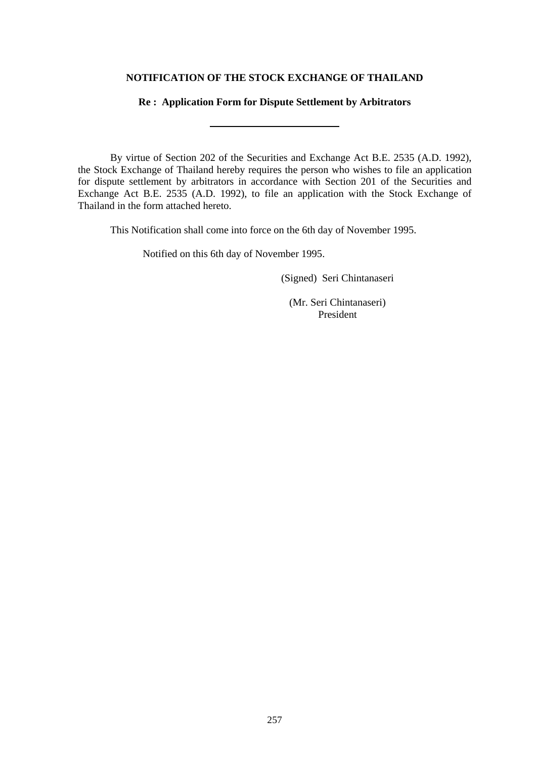**NOTIFICATION OF THE STOCK EXCHANGE OF THAILAND**

**Re : Application Form for Dispute Settlement by Arbitrators**

---

By virtue of Section 202 of the Securities and Exchange Act B.E. 2535 (A.D. 1992), the Stock Exchange of Thailand hereby requires the person who wishes to file an application for dispute settlement by arbitrators in accordance with Section 201 of the Securities and Exchange Act B.E. 2535 (A.D. 1992), to file an application with the Stock Exchange of Thailand in the form attached hereto.

This Notification shall come into force on the 6th day of November 1995.

Notified on this 6th day of November 1995.

(Signed) Seri Chintanaseri

(Mr. Seri Chintanaseri)
President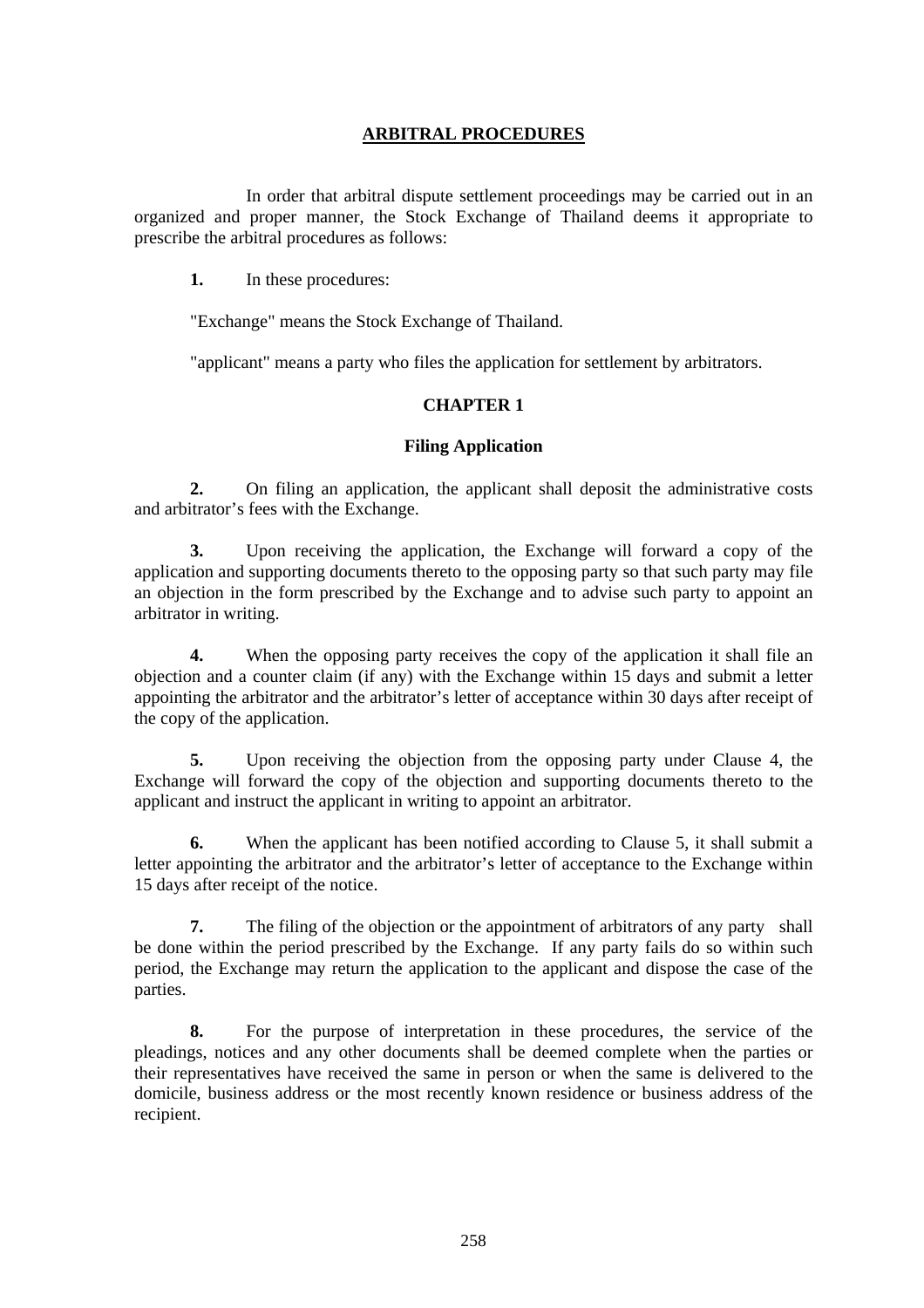# ARBITRAL PROCEDURES

In order that arbitral dispute settlement proceedings may be carried out in an organized and proper manner, the Stock Exchange of Thailand deems it appropriate to prescribe the arbitral procedures as follows:

**1.** In these procedures:

"Exchange" means the Stock Exchange of Thailand.

"applicant" means a party who files the application for settlement by arbitrators.

## CHAPTER 1

### Filing Application

**2.** On filing an application, the applicant shall deposit the administrative costs and arbitrator's fees with the Exchange.

**3.** Upon receiving the application, the Exchange will forward a copy of the application and supporting documents thereto to the opposing party so that such party may file an objection in the form prescribed by the Exchange and to advise such party to appoint an arbitrator in writing.

**4.** When the opposing party receives the copy of the application it shall file an objection and a counter claim (if any) with the Exchange within 15 days and submit a letter appointing the arbitrator and the arbitrator's letter of acceptance within 30 days after receipt of the copy of the application.

**5.** Upon receiving the objection from the opposing party under Clause 4, the Exchange will forward the copy of the objection and supporting documents thereto to the applicant and instruct the applicant in writing to appoint an arbitrator.

**6.** When the applicant has been notified according to Clause 5, it shall submit a letter appointing the arbitrator and the arbitrator's letter of acceptance to the Exchange within 15 days after receipt of the notice.

**7.** The filing of the objection or the appointment of arbitrators of any party shall be done within the period prescribed by the Exchange. If any party fails do so within such period, the Exchange may return the application to the applicant and dispose the case of the parties.

**8.** For the purpose of interpretation in these procedures, the service of the pleadings, notices and any other documents shall be deemed complete when the parties or their representatives have received the same in person or when the same is delivered to the domicile, business address or the most recently known residence or business address of the recipient.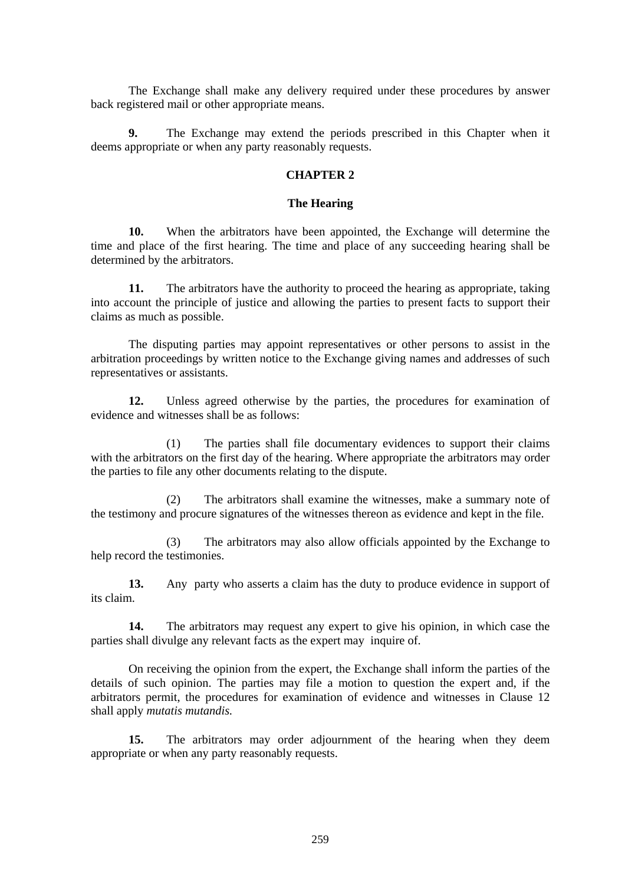The Exchange shall make any delivery required under these procedures by answer back registered mail or other appropriate means.

**9.** The Exchange may extend the periods prescribed in this Chapter when it deems appropriate or when any party reasonably requests.

## CHAPTER 2

### The Hearing

**10.** When the arbitrators have been appointed, the Exchange will determine the time and place of the first hearing. The time and place of any succeeding hearing shall be determined by the arbitrators.

**11.** The arbitrators have the authority to proceed the hearing as appropriate, taking into account the principle of justice and allowing the parties to present facts to support their claims as much as possible.

The disputing parties may appoint representatives or other persons to assist in the arbitration proceedings by written notice to the Exchange giving names and addresses of such representatives or assistants.

**12.** Unless agreed otherwise by the parties, the procedures for examination of evidence and witnesses shall be as follows:

(1) The parties shall file documentary evidences to support their claims with the arbitrators on the first day of the hearing. Where appropriate the arbitrators may order the parties to file any other documents relating to the dispute.

(2) The arbitrators shall examine the witnesses, make a summary note of the testimony and procure signatures of the witnesses thereon as evidence and kept in the file.

(3) The arbitrators may also allow officials appointed by the Exchange to help record the testimonies.

**13.** Any party who asserts a claim has the duty to produce evidence in support of its claim.

**14.** The arbitrators may request any expert to give his opinion, in which case the parties shall divulge any relevant facts as the expert may inquire of.

On receiving the opinion from the expert, the Exchange shall inform the parties of the details of such opinion. The parties may file a motion to question the expert and, if the arbitrators permit, the procedures for examination of evidence and witnesses in Clause 12 shall apply *mutatis mutandis.*

**15.** The arbitrators may order adjournment of the hearing when they deem appropriate or when any party reasonably requests.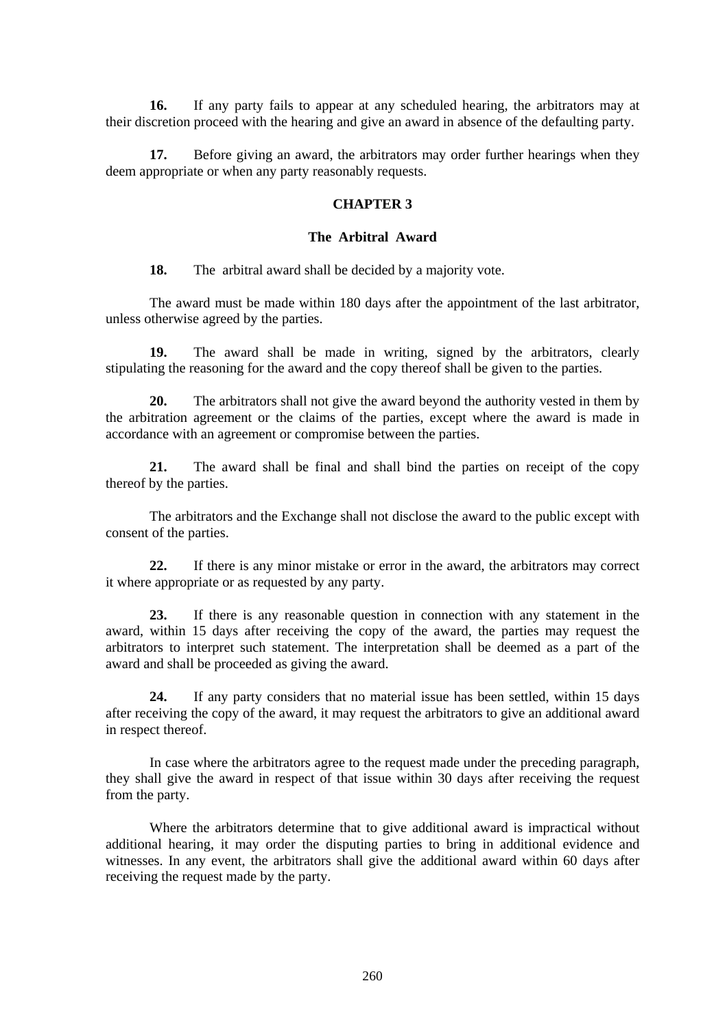**16.** If any party fails to appear at any scheduled hearing, the arbitrators may at their discretion proceed with the hearing and give an award in absence of the defaulting party.

**17.** Before giving an award, the arbitrators may order further hearings when they deem appropriate or when any party reasonably requests.

## CHAPTER 3

### The Arbitral Award

**18.** The arbitral award shall be decided by a majority vote.

The award must be made within 180 days after the appointment of the last arbitrator, unless otherwise agreed by the parties.

**19.** The award shall be made in writing, signed by the arbitrators, clearly stipulating the reasoning for the award and the copy thereof shall be given to the parties.

**20.** The arbitrators shall not give the award beyond the authority vested in them by the arbitration agreement or the claims of the parties, except where the award is made in accordance with an agreement or compromise between the parties.

**21.** The award shall be final and shall bind the parties on receipt of the copy thereof by the parties.

The arbitrators and the Exchange shall not disclose the award to the public except with consent of the parties.

**22.** If there is any minor mistake or error in the award, the arbitrators may correct it where appropriate or as requested by any party.

**23.** If there is any reasonable question in connection with any statement in the award, within 15 days after receiving the copy of the award, the parties may request the arbitrators to interpret such statement. The interpretation shall be deemed as a part of the award and shall be proceeded as giving the award.

**24.** If any party considers that no material issue has been settled, within 15 days after receiving the copy of the award, it may request the arbitrators to give an additional award in respect thereof.

In case where the arbitrators agree to the request made under the preceding paragraph, they shall give the award in respect of that issue within 30 days after receiving the request from the party.

Where the arbitrators determine that to give additional award is impractical without additional hearing, it may order the disputing parties to bring in additional evidence and witnesses. In any event, the arbitrators shall give the additional award within 60 days after receiving the request made by the party.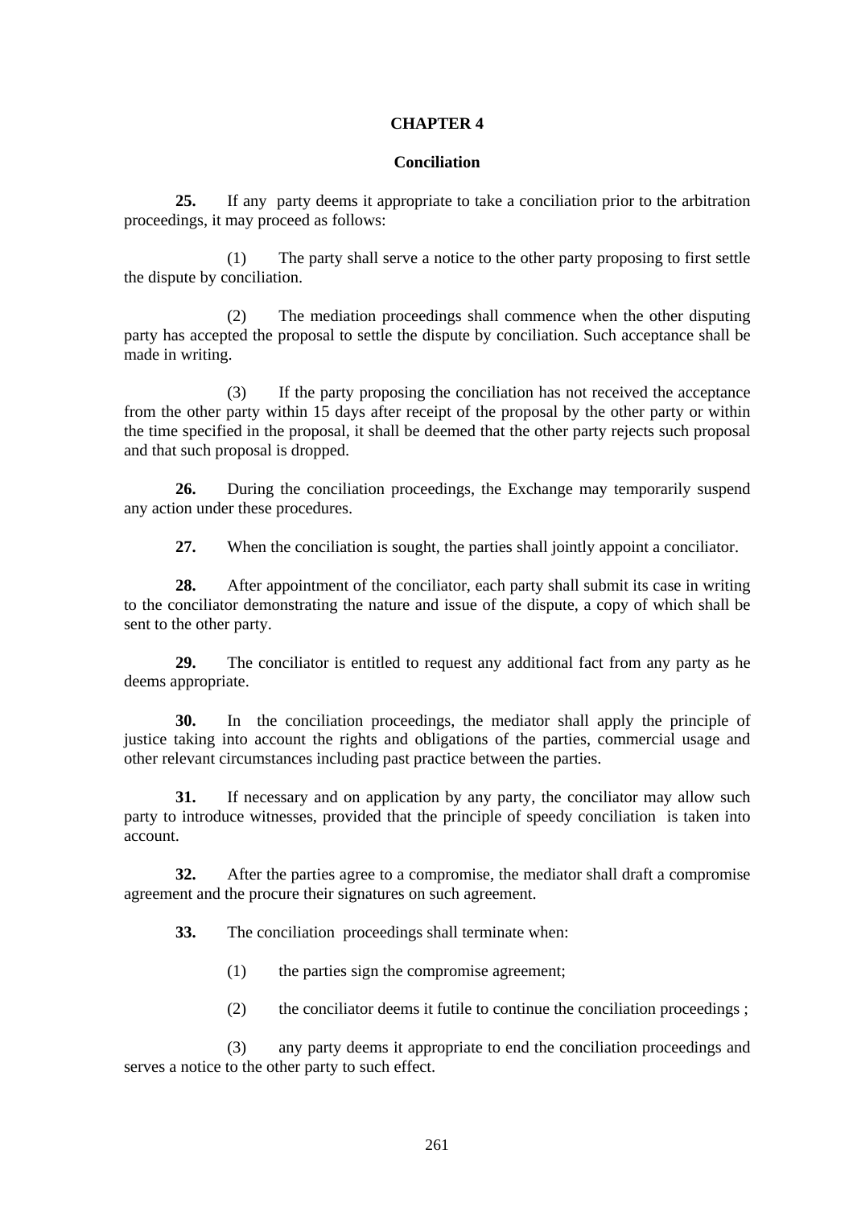## CHAPTER 4

### Conciliation

**25.** If any party deems it appropriate to take a conciliation prior to the arbitration proceedings, it may proceed as follows:

(1) The party shall serve a notice to the other party proposing to first settle the dispute by conciliation.

(2) The mediation proceedings shall commence when the other disputing party has accepted the proposal to settle the dispute by conciliation. Such acceptance shall be made in writing.

(3) If the party proposing the conciliation has not received the acceptance from the other party within 15 days after receipt of the proposal by the other party or within the time specified in the proposal, it shall be deemed that the other party rejects such proposal and that such proposal is dropped.

**26.** During the conciliation proceedings, the Exchange may temporarily suspend any action under these procedures.

**27.** When the conciliation is sought, the parties shall jointly appoint a conciliator.

**28.** After appointment of the conciliator, each party shall submit its case in writing to the conciliator demonstrating the nature and issue of the dispute, a copy of which shall be sent to the other party.

**29.** The conciliator is entitled to request any additional fact from any party as he deems appropriate.

**30.** In the conciliation proceedings, the mediator shall apply the principle of justice taking into account the rights and obligations of the parties, commercial usage and other relevant circumstances including past practice between the parties.

**31.** If necessary and on application by any party, the conciliator may allow such party to introduce witnesses, provided that the principle of speedy conciliation is taken into account.

**32.** After the parties agree to a compromise, the mediator shall draft a compromise agreement and the procure their signatures on such agreement.

**33.** The conciliation proceedings shall terminate when:

(1) the parties sign the compromise agreement;

(2) the conciliator deems it futile to continue the conciliation proceedings ;

(3) any party deems it appropriate to end the conciliation proceedings and serves a notice to the other party to such effect.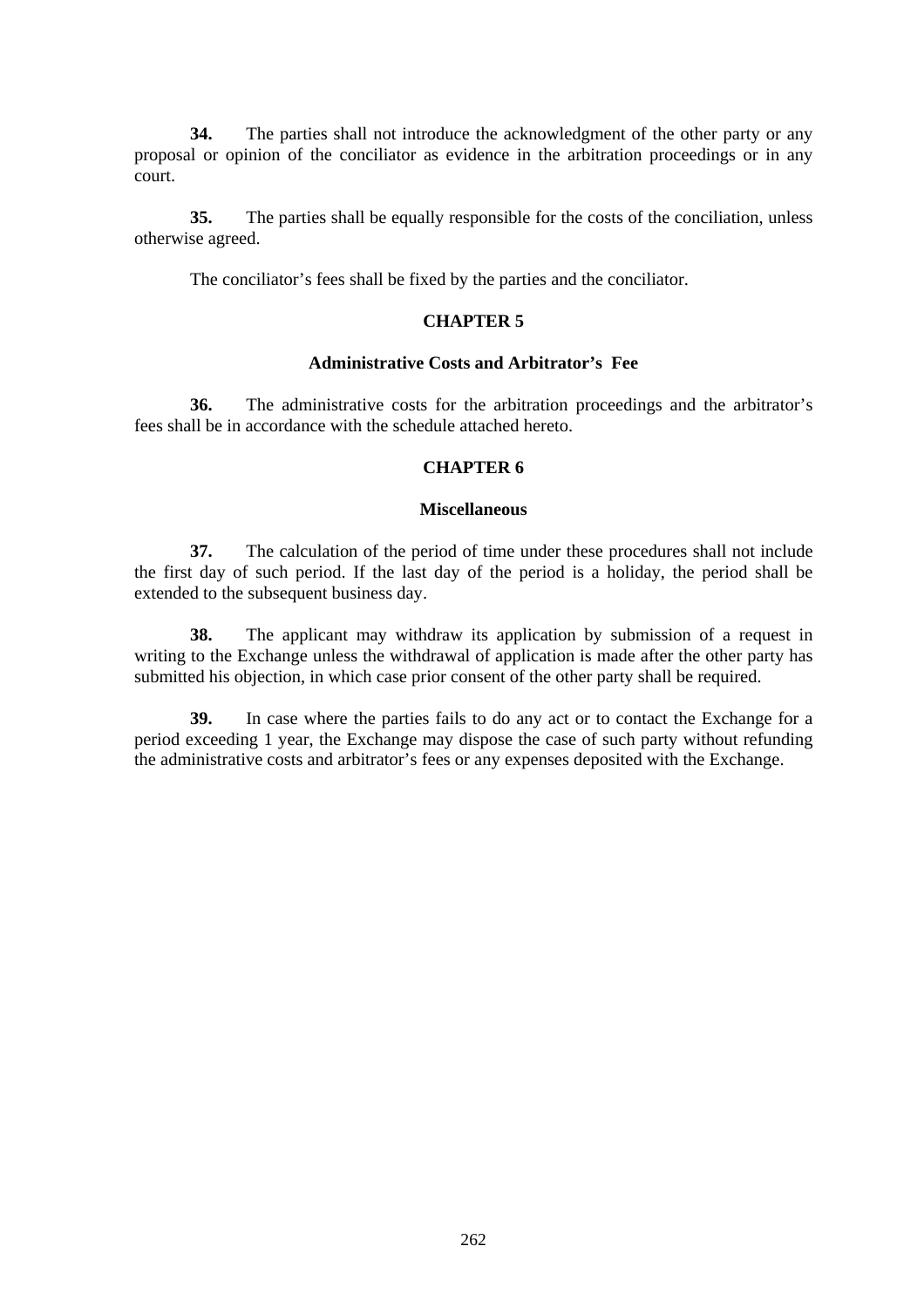**34.** The parties shall not introduce the acknowledgment of the other party or any proposal or opinion of the conciliator as evidence in the arbitration proceedings or in any court.

**35.** The parties shall be equally responsible for the costs of the conciliation, unless otherwise agreed.

The conciliator's fees shall be fixed by the parties and the conciliator.

## CHAPTER 5

### Administrative Costs and Arbitrator's Fee

**36.** The administrative costs for the arbitration proceedings and the arbitrator's fees shall be in accordance with the schedule attached hereto.

## CHAPTER 6

### Miscellaneous

**37.** The calculation of the period of time under these procedures shall not include the first day of such period. If the last day of the period is a holiday, the period shall be extended to the subsequent business day.

**38.** The applicant may withdraw its application by submission of a request in writing to the Exchange unless the withdrawal of application is made after the other party has submitted his objection, in which case prior consent of the other party shall be required.

**39.** In case where the parties fails to do any act or to contact the Exchange for a period exceeding 1 year, the Exchange may dispose the case of such party without refunding the administrative costs and arbitrator's fees or any expenses deposited with the Exchange.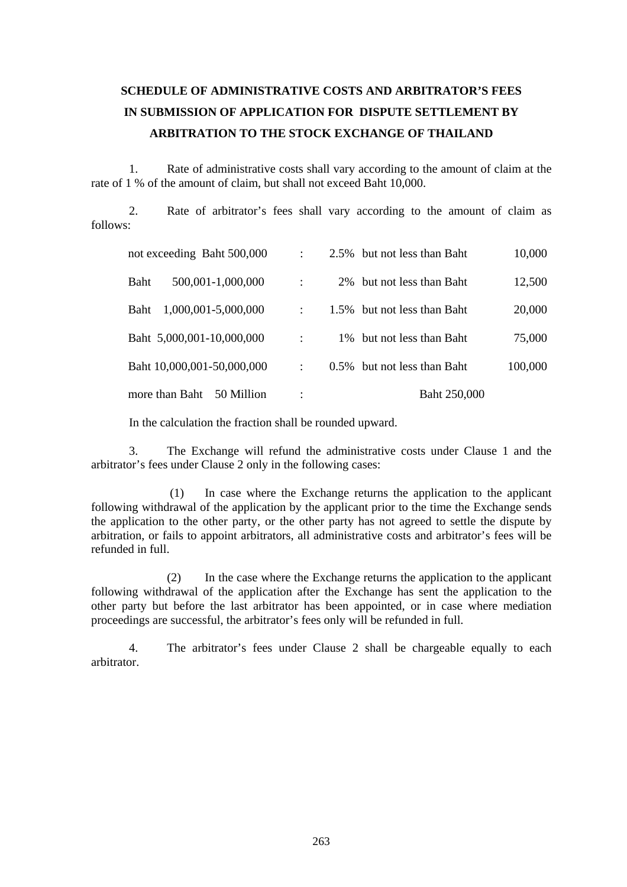# SCHEDULE OF ADMINISTRATIVE COSTS AND ARBITRATOR'S FEES IN SUBMISSION OF APPLICATION FOR DISPUTE SETTLEMENT BY ARBITRATION TO THE STOCK EXCHANGE OF THAILAND

1. Rate of administrative costs shall vary according to the amount of claim at the rate of 1 % of the amount of claim, but shall not exceed Baht 10,000.

2. Rate of arbitrator's fees shall vary according to the amount of claim as follows:

| Amount of claim | | Rate | |
|---|---|---|---|
| not exceeding Baht 500,000 | : | 2.5% but not less than Baht | 10,000 |
| Baht 500,001-1,000,000 | : | 2% but not less than Baht | 12,500 |
| Baht 1,000,001-5,000,000 | : | 1.5% but not less than Baht | 20,000 |
| Baht 5,000,001-10,000,000 | : | 1% but not less than Baht | 75,000 |
| Baht 10,000,001-50,000,000 | : | 0.5% but not less than Baht | 100,000 |
| more than Baht 50 Million | : | Baht 250,000 | |

In the calculation the fraction shall be rounded upward.

3. The Exchange will refund the administrative costs under Clause 1 and the arbitrator's fees under Clause 2 only in the following cases:

(1) In case where the Exchange returns the application to the applicant following withdrawal of the application by the applicant prior to the time the Exchange sends the application to the other party, or the other party has not agreed to settle the dispute by arbitration, or fails to appoint arbitrators, all administrative costs and arbitrator's fees will be refunded in full.

(2) In the case where the Exchange returns the application to the applicant following withdrawal of the application after the Exchange has sent the application to the other party but before the last arbitrator has been appointed, or in case where mediation proceedings are successful, the arbitrator's fees only will be refunded in full.

4. The arbitrator's fees under Clause 2 shall be chargeable equally to each arbitrator.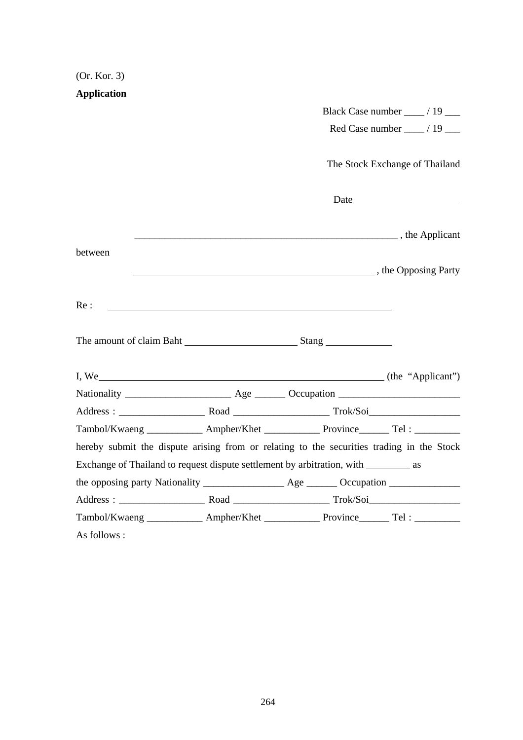(Or. Kor. 3)

**Application**

Black Case number ____ / 19 ___

Red Case number ____ / 19 ___

The Stock Exchange of Thailand

Date ____________________

______________________________________________________ , the Applicant

between

_________________________________________________ , the Opposing Party

Re : ________________________________________________________

The amount of claim Baht ______________________ Stang _____________

I, We__________________________________________________________ (the "Applicant")

Nationality _____________________ Age ______ Occupation ________________________

Address : _________________ Road ___________________ Trok/Soi__________________

Tambol/Kwaeng ___________ Ampher/Khet ___________ Province______ Tel : _________

hereby submit the dispute arising from or relating to the securities trading in the Stock Exchange of Thailand to request dispute settlement by arbitration, with _________ as the opposing party Nationality ________________ Age ______ Occupation ______________

Address : _________________ Road ___________________ Trok/Soi__________________

Tambol/Kwaeng ___________ Ampher/Khet ___________ Province______ Tel : _________

As follows :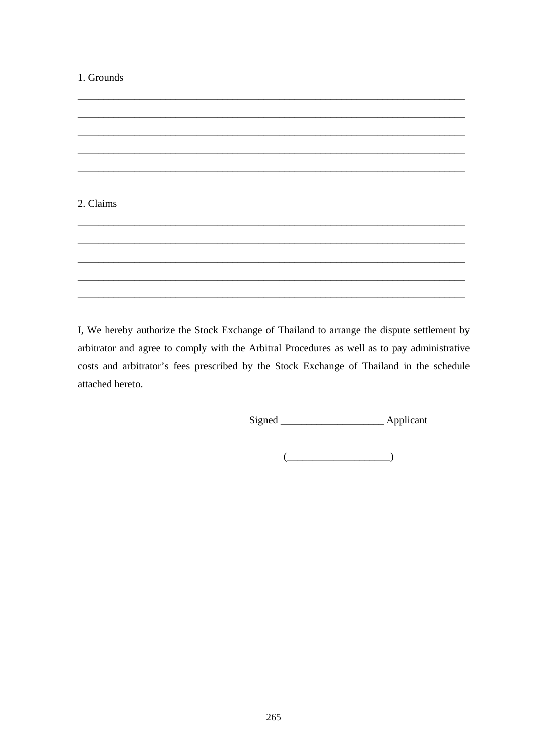1. Grounds

______________________________________________________________________________

______________________________________________________________________________

______________________________________________________________________________

______________________________________________________________________________

______________________________________________________________________________

2. Claims

______________________________________________________________________________

______________________________________________________________________________

______________________________________________________________________________

______________________________________________________________________________

______________________________________________________________________________

I, We hereby authorize the Stock Exchange of Thailand to arrange the dispute settlement by arbitrator and agree to comply with the Arbitral Procedures as well as to pay administrative costs and arbitrator's fees prescribed by the Stock Exchange of Thailand in the schedule attached hereto.

Signed ____________________ Applicant

(____________________)